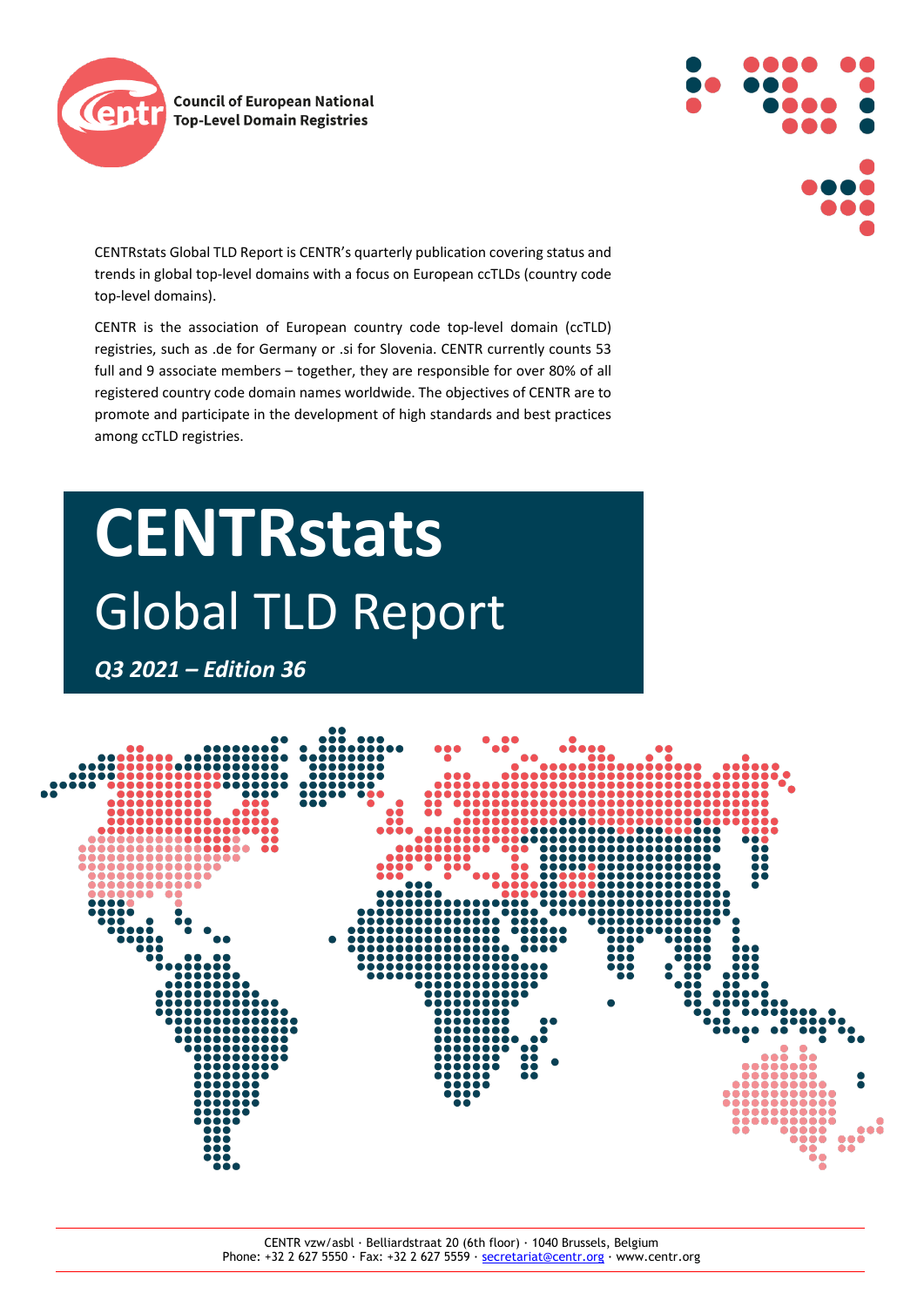Council of European National Top-Level Domain Registries

CENTRstats Global TLD Report is CENTR's quarterly publication covering status and trends in global top-level domains with a focus on European ccTLDs (country code top-level domains).

CENTR is the association of European country code top-level domain (ccTLD) registries, such as .de for Germany or .si for Slovenia. CENTR currently counts 53 full and 9 associate members – together, they are responsible for over 80% of all registered country code domain names worldwide. The objectives of CENTR are to promote and participate in the development of high standards and best practices among ccTLD registries.

# CENTRstats

## Global TLD Report

***Q3 2021 – Edition 36***

CENTR vzw/asbl · Belliardstraat 20 (6th floor) · 1040 Brussels, Belgium
Phone: +32 2 627 5550 · Fax: +32 2 627 5559 · secretariat@centr.org · www.centr.org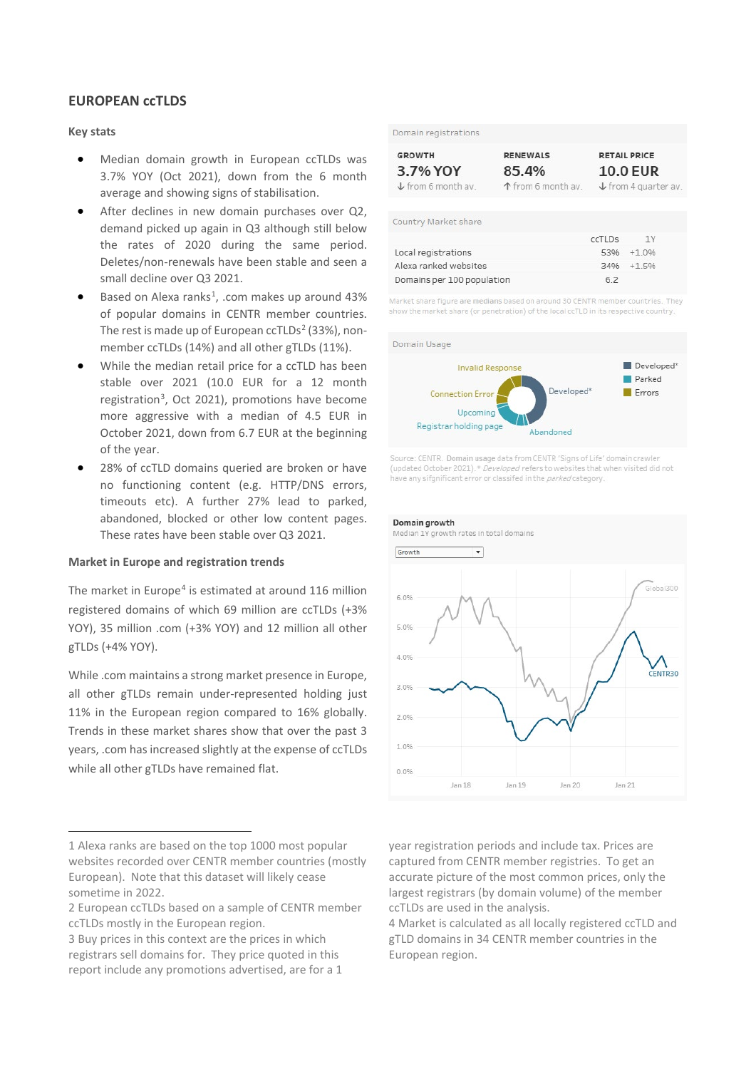## EUROPEAN ccTLDS

### Key stats

- Median domain growth in European ccTLDs was 3.7% YOY (Oct 2021), down from the 6 month average and showing signs of stabilisation.
- After declines in new domain purchases over Q2, demand picked up again in Q3 although still below the rates of 2020 during the same period. Deletes/non-renewals have been stable and seen a small decline over Q3 2021.
- Based on Alexa ranks[1], .com makes up around 43% of popular domains in CENTR member countries. The rest is made up of European ccTLDs[2] (33%), non-member ccTLDs (14%) and all other gTLDs (11%).
- While the median retail price for a ccTLD has been stable over 2021 (10.0 EUR for a 12 month registration[3], Oct 2021), promotions have become more aggressive with a median of 4.5 EUR in October 2021, down from 6.7 EUR at the beginning of the year.
- 28% of ccTLD domains queried are broken or have no functioning content (e.g. HTTP/DNS errors, timeouts etc). A further 27% lead to parked, abandoned, blocked or other low content pages. These rates have been stable over Q3 2021.

### Market in Europe and registration trends

The market in Europe[4] is estimated at around 116 million registered domains of which 69 million are ccTLDs (+3% YOY), 35 million .com (+3% YOY) and 12 million all other gTLDs (+4% YOY).

While .com maintains a strong market presence in Europe, all other gTLDs remain under-represented holding just 11% in the European region compared to 16% globally. Trends in these market shares show that over the past 3 years, .com has increased slightly at the expense of ccTLDs while all other gTLDs have remained flat.

Domain registrations

| GROWTH | RENEWALS | RETAIL PRICE |
|---|---|---|
| 3.7% YOY | 85.4% | 10.0 EUR |
| ↓ from 6 month av. | ↑ from 6 month av. | ↓ from 4 quarter av. |

Country Market share

| | ccTLDs | 1Y |
|---|---|---|
| Local registrations | 53% | +1.0% |
| Alexa ranked websites | 34% | +1.5% |
| Domains per 100 population | 6.2 | |

Market share figure are medians based on around 30 CENTR member countries. They show the market share (or penetration) of the local ccTLD in its respective country.

Domain Usage

Source: CENTR. Domain usage data from CENTR 'Signs of Life' domain crawler (updated October 2021). * *Developed* refers to websites that when visited did not have any sifgnificant error or classifed in the *parked* category.

Domain growth
Median 1Y growth rates in total domains

---

1 Alexa ranks are based on the top 1000 most popular websites recorded over CENTR member countries (mostly European). Note that this dataset will likely cease sometime in 2022.

2 European ccTLDs based on a sample of CENTR member ccTLDs mostly in the European region.

3 Buy prices in this context are the prices in which registrars sell domains for. They price quoted in this report include any promotions advertised, are for a 1 year registration periods and include tax. Prices are captured from CENTR member registries. To get an accurate picture of the most common prices, only the largest registrars (by domain volume) of the member ccTLDs are used in the analysis.

4 Market is calculated as all locally registered ccTLD and gTLD domains in 34 CENTR member countries in the European region.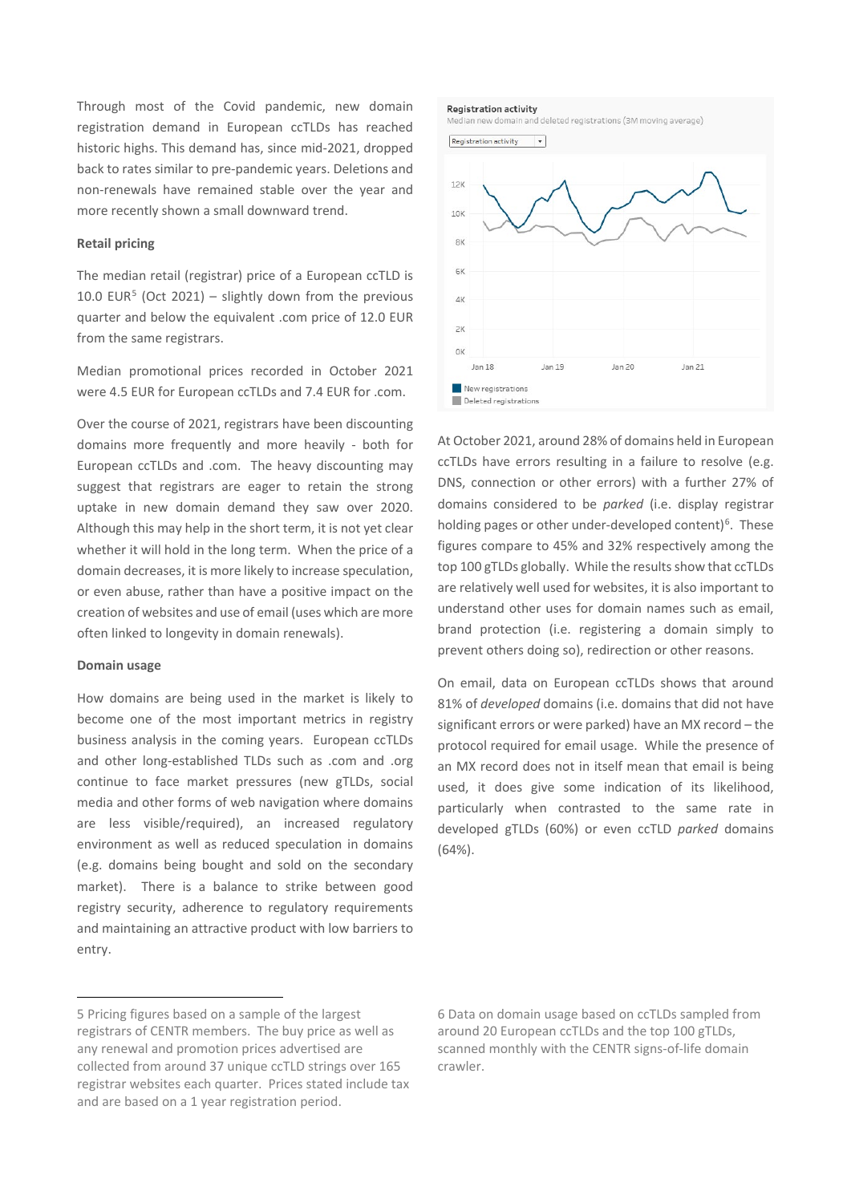Through most of the Covid pandemic, new domain registration demand in European ccTLDs has reached historic highs. This demand has, since mid-2021, dropped back to rates similar to pre-pandemic years. Deletions and non-renewals have remained stable over the year and more recently shown a small downward trend.

**Retail pricing**

The median retail (registrar) price of a European ccTLD is 10.0 EUR[5] (Oct 2021) – slightly down from the previous quarter and below the equivalent .com price of 12.0 EUR from the same registrars.

Median promotional prices recorded in October 2021 were 4.5 EUR for European ccTLDs and 7.4 EUR for .com.

Over the course of 2021, registrars have been discounting domains more frequently and more heavily - both for European ccTLDs and .com. The heavy discounting may suggest that registrars are eager to retain the strong uptake in new domain demand they saw over 2020. Although this may help in the short term, it is not yet clear whether it will hold in the long term. When the price of a domain decreases, it is more likely to increase speculation, or even abuse, rather than have a positive impact on the creation of websites and use of email (uses which are more often linked to longevity in domain renewals).

**Domain usage**

How domains are being used in the market is likely to become one of the most important metrics in registry business analysis in the coming years. European ccTLDs and other long-established TLDs such as .com and .org continue to face market pressures (new gTLDs, social media and other forms of web navigation where domains are less visible/required), an increased regulatory environment as well as reduced speculation in domains (e.g. domains being bought and sold on the secondary market). There is a balance to strike between good registry security, adherence to regulatory requirements and maintaining an attractive product with low barriers to entry.

**Registration activity**
Median new domain and deleted registrations (3M moving average)

Registration activity

New registrations
Deleted registrations

At October 2021, around 28% of domains held in European ccTLDs have errors resulting in a failure to resolve (e.g. DNS, connection or other errors) with a further 27% of domains considered to be *parked* (i.e. display registrar holding pages or other under-developed content)[6]. These figures compare to 45% and 32% respectively among the top 100 gTLDs globally. While the results show that ccTLDs are relatively well used for websites, it is also important to understand other uses for domain names such as email, brand protection (i.e. registering a domain simply to prevent others doing so), redirection or other reasons.

On email, data on European ccTLDs shows that around 81% of *developed* domains (i.e. domains that did not have significant errors or were parked) have an MX record – the protocol required for email usage. While the presence of an MX record does not in itself mean that email is being used, it does give some indication of its likelihood, particularly when contrasted to the same rate in developed gTLDs (60%) or even ccTLD *parked* domains (64%).

---

5 Pricing figures based on a sample of the largest registrars of CENTR members. The buy price as well as any renewal and promotion prices advertised are collected from around 37 unique ccTLD strings over 165 registrar websites each quarter. Prices stated include tax and are based on a 1 year registration period.

6 Data on domain usage based on ccTLDs sampled from around 20 European ccTLDs and the top 100 gTLDs, scanned monthly with the CENTR signs-of-life domain crawler.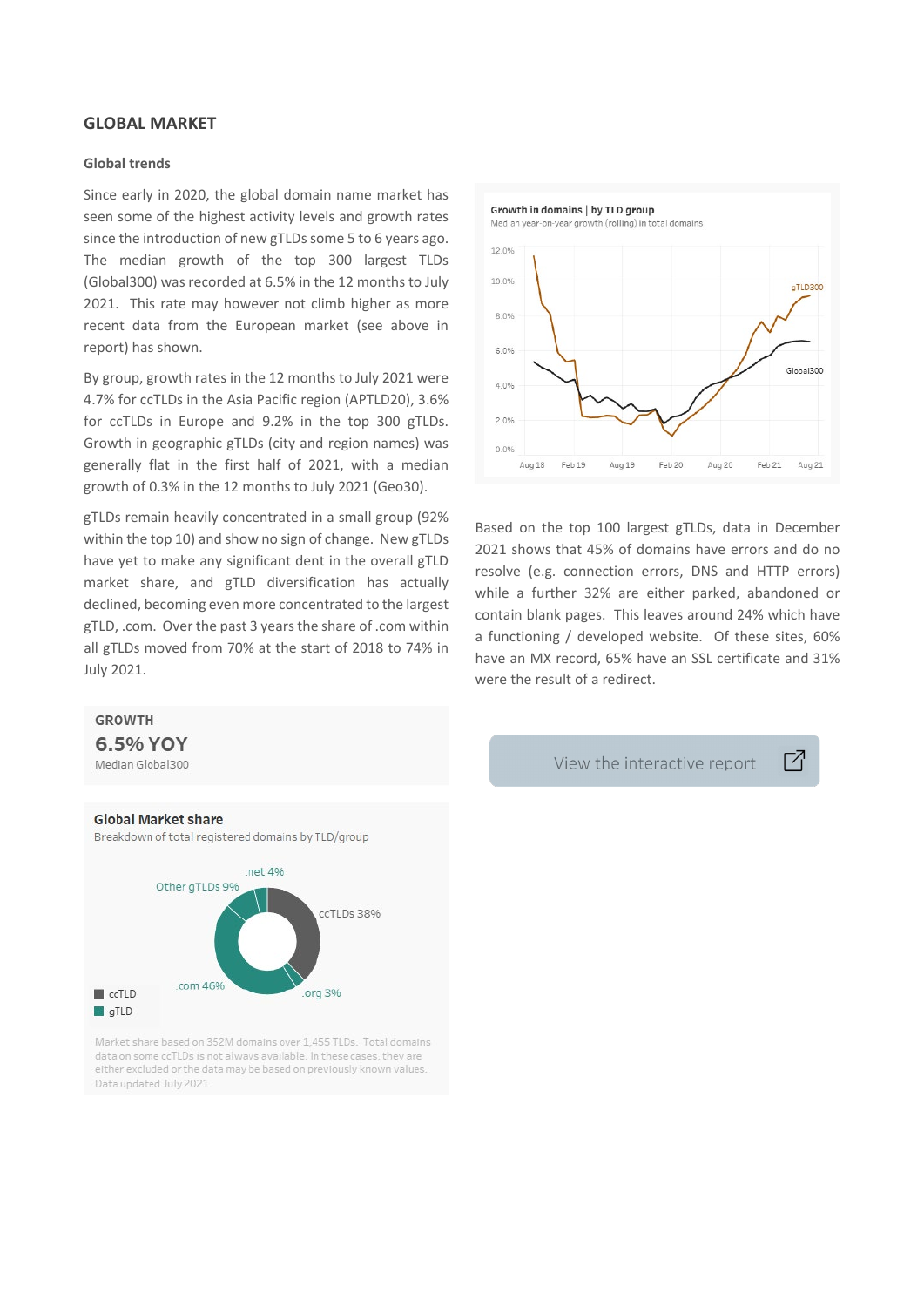## GLOBAL MARKET

### Global trends

Since early in 2020, the global domain name market has seen some of the highest activity levels and growth rates since the introduction of new gTLDs some 5 to 6 years ago. The median growth of the top 300 largest TLDs (Global300) was recorded at 6.5% in the 12 months to July 2021. This rate may however not climb higher as more recent data from the European market (see above in report) has shown.

By group, growth rates in the 12 months to July 2021 were 4.7% for ccTLDs in the Asia Pacific region (APTLD20), 3.6% for ccTLDs in Europe and 9.2% in the top 300 gTLDs. Growth in geographic gTLDs (city and region names) was generally flat in the first half of 2021, with a median growth of 0.3% in the 12 months to July 2021 (Geo30).

gTLDs remain heavily concentrated in a small group (92% within the top 10) and show no sign of change. New gTLDs have yet to make any significant dent in the overall gTLD market share, and gTLD diversification has actually declined, becoming even more concentrated to the largest gTLD, .com. Over the past 3 years the share of .com within all gTLDs moved from 70% at the start of 2018 to 74% in July 2021.

**GROWTH**

**6.5% YOY**

Median Global300

**Global Market share**

Breakdown of total registered domains by TLD/group

- ccTLDs 38%
- .com 46%
- .net 4%
- .org 3%
- Other gTLDs 9%

Market share based on 352M domains over 1,455 TLDs. Total domains data on some ccTLDs is not always available. In these cases, they are either excluded or the data may be based on previously known values. Data updated July 2021

**Growth in domains | by TLD group**

Median year-on-year growth (rolling) in total domains

Based on the top 100 largest gTLDs, data in December 2021 shows that 45% of domains have errors and do no resolve (e.g. connection errors, DNS and HTTP errors) while a further 32% are either parked, abandoned or contain blank pages. This leaves around 24% which have a functioning / developed website. Of these sites, 60% have an MX record, 65% have an SSL certificate and 31% were the result of a redirect.

View the interactive report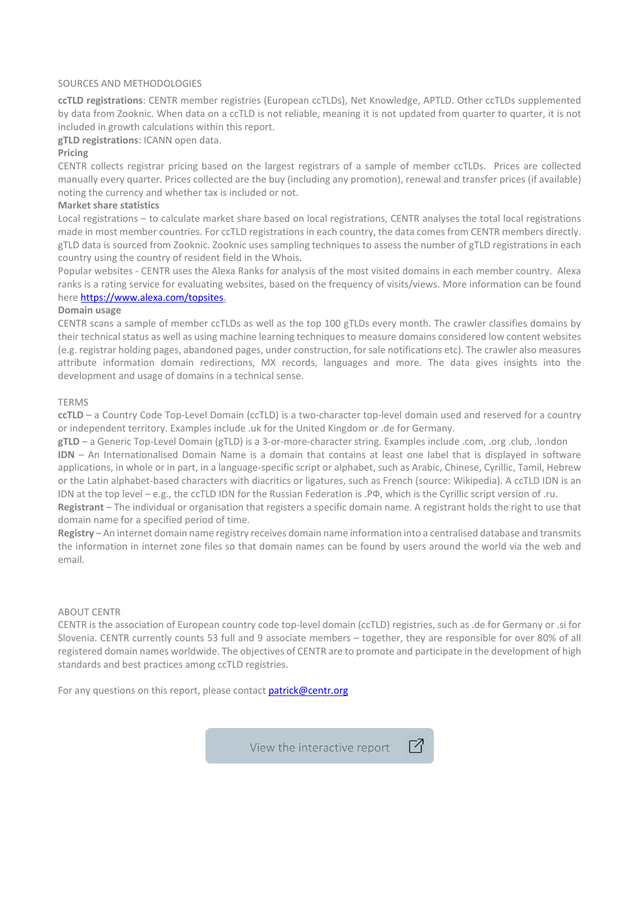## SOURCES AND METHODOLOGIES

**ccTLD registrations**: CENTR member registries (European ccTLDs), Net Knowledge, APTLD. Other ccTLDs supplemented by data from Zooknic. When data on a ccTLD is not reliable, meaning it is not updated from quarter to quarter, it is not included in growth calculations within this report.

**gTLD registrations**: ICANN open data.

**Pricing**

CENTR collects registrar pricing based on the largest registrars of a sample of member ccTLDs. Prices are collected manually every quarter. Prices collected are the buy (including any promotion), renewal and transfer prices (if available) noting the currency and whether tax is included or not.

**Market share statistics**

Local registrations – to calculate market share based on local registrations, CENTR analyses the total local registrations made in most member countries. For ccTLD registrations in each country, the data comes from CENTR members directly. gTLD data is sourced from Zooknic. Zooknic uses sampling techniques to assess the number of gTLD registrations in each country using the country of resident field in the Whois.

Popular websites - CENTR uses the Alexa Ranks for analysis of the most visited domains in each member country. Alexa ranks is a rating service for evaluating websites, based on the frequency of visits/views. More information can be found here https://www.alexa.com/topsites.

**Domain usage**

CENTR scans a sample of member ccTLDs as well as the top 100 gTLDs every month. The crawler classifies domains by their technical status as well as using machine learning techniques to measure domains considered low content websites (e.g. registrar holding pages, abandoned pages, under construction, for sale notifications etc). The crawler also measures attribute information domain redirections, MX records, languages and more. The data gives insights into the development and usage of domains in a technical sense.

## TERMS

**ccTLD** – a Country Code Top-Level Domain (ccTLD) is a two-character top-level domain used and reserved for a country or independent territory. Examples include .uk for the United Kingdom or .de for Germany.

**gTLD** – a Generic Top-Level Domain (gTLD) is a 3-or-more-character string. Examples include .com, .org .club, .london

**IDN** – An Internationalised Domain Name is a domain that contains at least one label that is displayed in software applications, in whole or in part, in a language-specific script or alphabet, such as Arabic, Chinese, Cyrillic, Tamil, Hebrew or the Latin alphabet-based characters with diacritics or ligatures, such as French (source: Wikipedia). A ccTLD IDN is an IDN at the top level – e.g., the ccTLD IDN for the Russian Federation is .РФ, which is the Cyrillic script version of .ru.

**Registrant** – The individual or organisation that registers a specific domain name. A registrant holds the right to use that domain name for a specified period of time.

**Registry** – An internet domain name registry receives domain name information into a centralised database and transmits the information in internet zone files so that domain names can be found by users around the world via the web and email.

## ABOUT CENTR

CENTR is the association of European country code top-level domain (ccTLD) registries, such as .de for Germany or .si for Slovenia. CENTR currently counts 53 full and 9 associate members – together, they are responsible for over 80% of all registered domain names worldwide. The objectives of CENTR are to promote and participate in the development of high standards and best practices among ccTLD registries.

For any questions on this report, please contact patrick@centr.org

View the interactive report